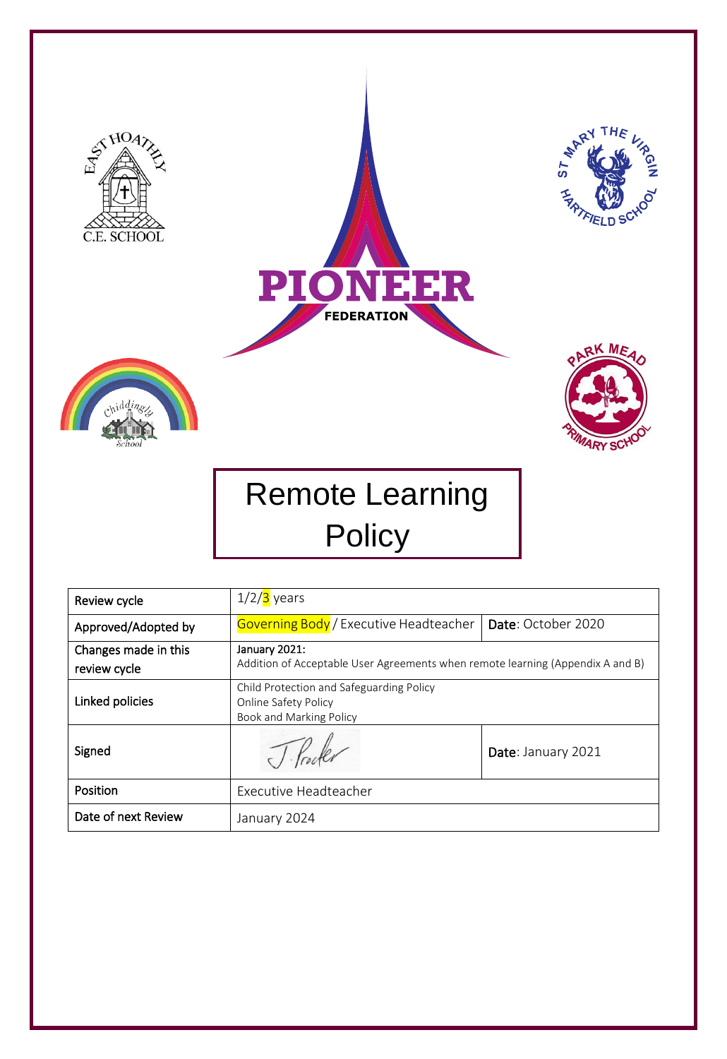EAST HOATHLY C.E. SCHOOL

ST MARY THE VIRGIN HARTFIELD SCHOOL

PIONEER FEDERATION

Chiddingly School

PARK MEAD PRIMARY SCHOOL

# Remote Learning Policy

| Review cycle | 1/2/3 years | |
|---|---|---|
| Approved/Adopted by | Governing Body / Executive Headteacher | Date: October 2020 |
| Changes made in this review cycle | January 2021: Addition of Acceptable User Agreements when remote learning (Appendix A and B) | |
| Linked policies | Child Protection and Safeguarding Policy<br>Online Safety Policy<br>Book and Marking Policy | |
| Signed | J. Procter | Date: January 2021 |
| Position | Executive Headteacher | |
| Date of next Review | January 2024 | |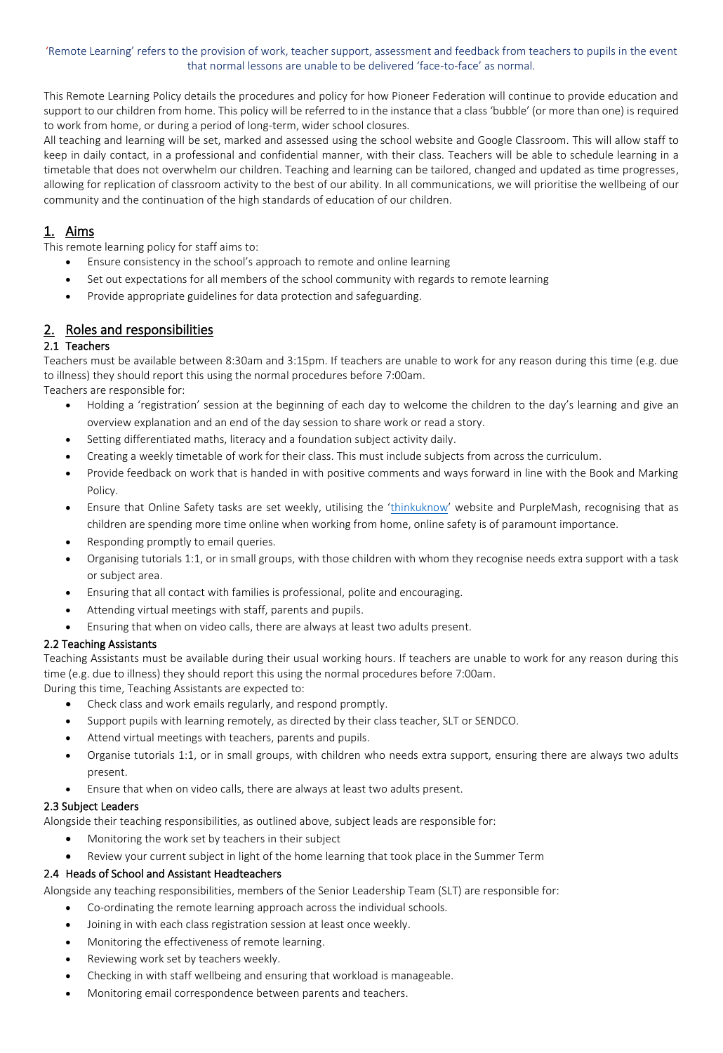'Remote Learning' refers to the provision of work, teacher support, assessment and feedback from teachers to pupils in the event that normal lessons are unable to be delivered 'face-to-face' as normal.

This Remote Learning Policy details the procedures and policy for how Pioneer Federation will continue to provide education and support to our children from home. This policy will be referred to in the instance that a class 'bubble' (or more than one) is required to work from home, or during a period of long-term, wider school closures.

All teaching and learning will be set, marked and assessed using the school website and Google Classroom. This will allow staff to keep in daily contact, in a professional and confidential manner, with their class. Teachers will be able to schedule learning in a timetable that does not overwhelm our children. Teaching and learning can be tailored, changed and updated as time progresses, allowing for replication of classroom activity to the best of our ability. In all communications, we will prioritise the wellbeing of our community and the continuation of the high standards of education of our children.

## 1. Aims

This remote learning policy for staff aims to:

- Ensure consistency in the school's approach to remote and online learning
- Set out expectations for all members of the school community with regards to remote learning
- Provide appropriate guidelines for data protection and safeguarding.

## 2. Roles and responsibilities

### 2.1 Teachers

Teachers must be available between 8:30am and 3:15pm. If teachers are unable to work for any reason during this time (e.g. due to illness) they should report this using the normal procedures before 7:00am.

Teachers are responsible for:

- Holding a 'registration' session at the beginning of each day to welcome the children to the day's learning and give an overview explanation and an end of the day session to share work or read a story.
- Setting differentiated maths, literacy and a foundation subject activity daily.
- Creating a weekly timetable of work for their class. This must include subjects from across the curriculum.
- Provide feedback on work that is handed in with positive comments and ways forward in line with the Book and Marking Policy.
- Ensure that Online Safety tasks are set weekly, utilising the 'thinkuknow' website and PurpleMash, recognising that as children are spending more time online when working from home, online safety is of paramount importance.
- Responding promptly to email queries.
- Organising tutorials 1:1, or in small groups, with those children with whom they recognise needs extra support with a task or subject area.
- Ensuring that all contact with families is professional, polite and encouraging.
- Attending virtual meetings with staff, parents and pupils.
- Ensuring that when on video calls, there are always at least two adults present.

### 2.2 Teaching Assistants

Teaching Assistants must be available during their usual working hours. If teachers are unable to work for any reason during this time (e.g. due to illness) they should report this using the normal procedures before 7:00am.

During this time, Teaching Assistants are expected to:

- Check class and work emails regularly, and respond promptly.
- Support pupils with learning remotely, as directed by their class teacher, SLT or SENDCO.
- Attend virtual meetings with teachers, parents and pupils.
- Organise tutorials 1:1, or in small groups, with children who needs extra support, ensuring there are always two adults present.
- Ensure that when on video calls, there are always at least two adults present.

### 2.3 Subject Leaders

Alongside their teaching responsibilities, as outlined above, subject leads are responsible for:

- Monitoring the work set by teachers in their subject
- Review your current subject in light of the home learning that took place in the Summer Term

### 2.4 Heads of School and Assistant Headteachers

Alongside any teaching responsibilities, members of the Senior Leadership Team (SLT) are responsible for:

- Co-ordinating the remote learning approach across the individual schools.
- Joining in with each class registration session at least once weekly.
- Monitoring the effectiveness of remote learning.
- Reviewing work set by teachers weekly.
- Checking in with staff wellbeing and ensuring that workload is manageable.
- Monitoring email correspondence between parents and teachers.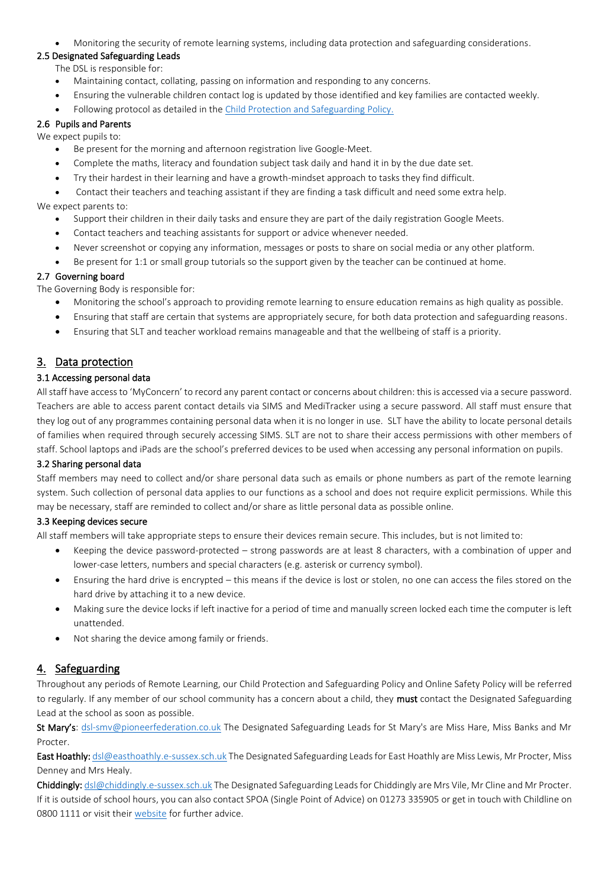- Monitoring the security of remote learning systems, including data protection and safeguarding considerations.

### 2.5 Designated Safeguarding Leads

The DSL is responsible for:

- Maintaining contact, collating, passing on information and responding to any concerns.
- Ensuring the vulnerable children contact log is updated by those identified and key families are contacted weekly.
- Following protocol as detailed in the [Child Protection and Safeguarding Policy.]()

### 2.6 Pupils and Parents

We expect pupils to:

- Be present for the morning and afternoon registration live Google-Meet.
- Complete the maths, literacy and foundation subject task daily and hand it in by the due date set.
- Try their hardest in their learning and have a growth-mindset approach to tasks they find difficult.
- Contact their teachers and teaching assistant if they are finding a task difficult and need some extra help.

We expect parents to:

- Support their children in their daily tasks and ensure they are part of the daily registration Google Meets.
- Contact teachers and teaching assistants for support or advice whenever needed.
- Never screenshot or copying any information, messages or posts to share on social media or any other platform.
- Be present for 1:1 or small group tutorials so the support given by the teacher can be continued at home.

### 2.7 Governing board

The Governing Body is responsible for:

- Monitoring the school's approach to providing remote learning to ensure education remains as high quality as possible.
- Ensuring that staff are certain that systems are appropriately secure, for both data protection and safeguarding reasons.
- Ensuring that SLT and teacher workload remains manageable and that the wellbeing of staff is a priority.

## 3. Data protection

### 3.1 Accessing personal data

All staff have access to 'MyConcern' to record any parent contact or concerns about children: this is accessed via a secure password. Teachers are able to access parent contact details via SIMS and MediTracker using a secure password. All staff must ensure that they log out of any programmes containing personal data when it is no longer in use. SLT have the ability to locate personal details of families when required through securely accessing SIMS. SLT are not to share their access permissions with other members of staff. School laptops and iPads are the school's preferred devices to be used when accessing any personal information on pupils.

### 3.2 Sharing personal data

Staff members may need to collect and/or share personal data such as emails or phone numbers as part of the remote learning system. Such collection of personal data applies to our functions as a school and does not require explicit permissions. While this may be necessary, staff are reminded to collect and/or share as little personal data as possible online.

### 3.3 Keeping devices secure

All staff members will take appropriate steps to ensure their devices remain secure. This includes, but is not limited to:

- Keeping the device password-protected – strong passwords are at least 8 characters, with a combination of upper and lower-case letters, numbers and special characters (e.g. asterisk or currency symbol).
- Ensuring the hard drive is encrypted – this means if the device is lost or stolen, no one can access the files stored on the hard drive by attaching it to a new device.
- Making sure the device locks if left inactive for a period of time and manually screen locked each time the computer is left unattended.
- Not sharing the device among family or friends.

## 4. Safeguarding

Throughout any periods of Remote Learning, our Child Protection and Safeguarding Policy and Online Safety Policy will be referred to regularly. If any member of our school community has a concern about a child, they **must** contact the Designated Safeguarding Lead at the school as soon as possible.

**St Mary's**: dsl-smv@pioneerfederation.co.uk The Designated Safeguarding Leads for St Mary's are Miss Hare, Miss Banks and Mr Procter.

**East Hoathly:** dsl@easthoathly.e-sussex.sch.uk The Designated Safeguarding Leads for East Hoathly are Miss Lewis, Mr Procter, Miss Denney and Mrs Healy.

**Chiddingly:** dsl@chiddingly.e-sussex.sch.uk The Designated Safeguarding Leads for Chiddingly are Mrs Vile, Mr Cline and Mr Procter. If it is outside of school hours, you can also contact SPOA (Single Point of Advice) on 01273 335905 or get in touch with Childline on 0800 1111 or visit their [website]() for further advice.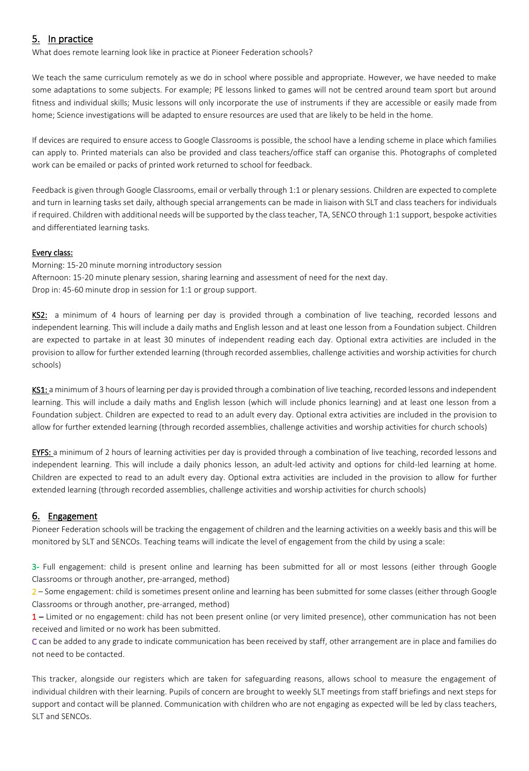## 5. In practice

What does remote learning look like in practice at Pioneer Federation schools?

We teach the same curriculum remotely as we do in school where possible and appropriate. However, we have needed to make some adaptations to some subjects. For example; PE lessons linked to games will not be centred around team sport but around fitness and individual skills; Music lessons will only incorporate the use of instruments if they are accessible or easily made from home; Science investigations will be adapted to ensure resources are used that are likely to be held in the home.

If devices are required to ensure access to Google Classrooms is possible, the school have a lending scheme in place which families can apply to. Printed materials can also be provided and class teachers/office staff can organise this. Photographs of completed work can be emailed or packs of printed work returned to school for feedback.

Feedback is given through Google Classrooms, email or verbally through 1:1 or plenary sessions. Children are expected to complete and turn in learning tasks set daily, although special arrangements can be made in liaison with SLT and class teachers for individuals if required. Children with additional needs will be supported by the class teacher, TA, SENCO through 1:1 support, bespoke activities and differentiated learning tasks.

**Every class:**

Morning: 15-20 minute morning introductory session
Afternoon: 15-20 minute plenary session, sharing learning and assessment of need for the next day.
Drop in: 45-60 minute drop in session for 1:1 or group support.

**KS2:** a minimum of 4 hours of learning per day is provided through a combination of live teaching, recorded lessons and independent learning. This will include a daily maths and English lesson and at least one lesson from a Foundation subject. Children are expected to partake in at least 30 minutes of independent reading each day. Optional extra activities are included in the provision to allow for further extended learning (through recorded assemblies, challenge activities and worship activities for church schools)

**KS1:** a minimum of 3 hours of learning per day is provided through a combination of live teaching, recorded lessons and independent learning. This will include a daily maths and English lesson (which will include phonics learning) and at least one lesson from a Foundation subject. Children are expected to read to an adult every day. Optional extra activities are included in the provision to allow for further extended learning (through recorded assemblies, challenge activities and worship activities for church schools)

**EYFS:** a minimum of 2 hours of learning activities per day is provided through a combination of live teaching, recorded lessons and independent learning. This will include a daily phonics lesson, an adult-led activity and options for child-led learning at home. Children are expected to read to an adult every day. Optional extra activities are included in the provision to allow for further extended learning (through recorded assemblies, challenge activities and worship activities for church schools)

## 6. Engagement

Pioneer Federation schools will be tracking the engagement of children and the learning activities on a weekly basis and this will be monitored by SLT and SENCOs. Teaching teams will indicate the level of engagement from the child by using a scale:

3- Full engagement: child is present online and learning has been submitted for all or most lessons (either through Google Classrooms or through another, pre-arranged, method)

2 – Some engagement: child is sometimes present online and learning has been submitted for some classes (either through Google Classrooms or through another, pre-arranged, method)

1 – Limited or no engagement: child has not been present online (or very limited presence), other communication has not been received and limited or no work has been submitted.

C can be added to any grade to indicate communication has been received by staff, other arrangement are in place and families do not need to be contacted.

This tracker, alongside our registers which are taken for safeguarding reasons, allows school to measure the engagement of individual children with their learning. Pupils of concern are brought to weekly SLT meetings from staff briefings and next steps for support and contact will be planned. Communication with children who are not engaging as expected will be led by class teachers, SLT and SENCOs.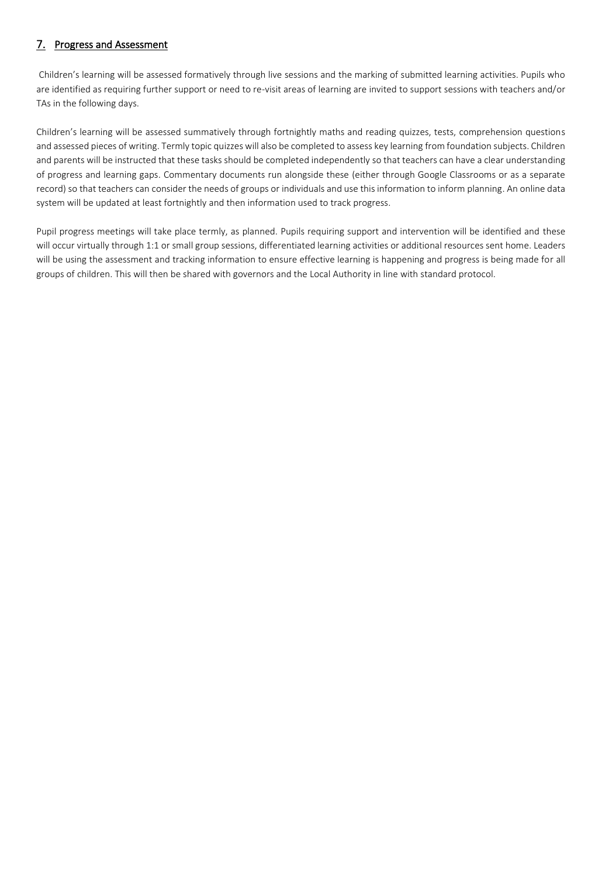## 7. Progress and Assessment

Children's learning will be assessed formatively through live sessions and the marking of submitted learning activities. Pupils who are identified as requiring further support or need to re-visit areas of learning are invited to support sessions with teachers and/or TAs in the following days.

Children's learning will be assessed summatively through fortnightly maths and reading quizzes, tests, comprehension questions and assessed pieces of writing. Termly topic quizzes will also be completed to assess key learning from foundation subjects. Children and parents will be instructed that these tasks should be completed independently so that teachers can have a clear understanding of progress and learning gaps. Commentary documents run alongside these (either through Google Classrooms or as a separate record) so that teachers can consider the needs of groups or individuals and use this information to inform planning. An online data system will be updated at least fortnightly and then information used to track progress.

Pupil progress meetings will take place termly, as planned. Pupils requiring support and intervention will be identified and these will occur virtually through 1:1 or small group sessions, differentiated learning activities or additional resources sent home. Leaders will be using the assessment and tracking information to ensure effective learning is happening and progress is being made for all groups of children. This will then be shared with governors and the Local Authority in line with standard protocol.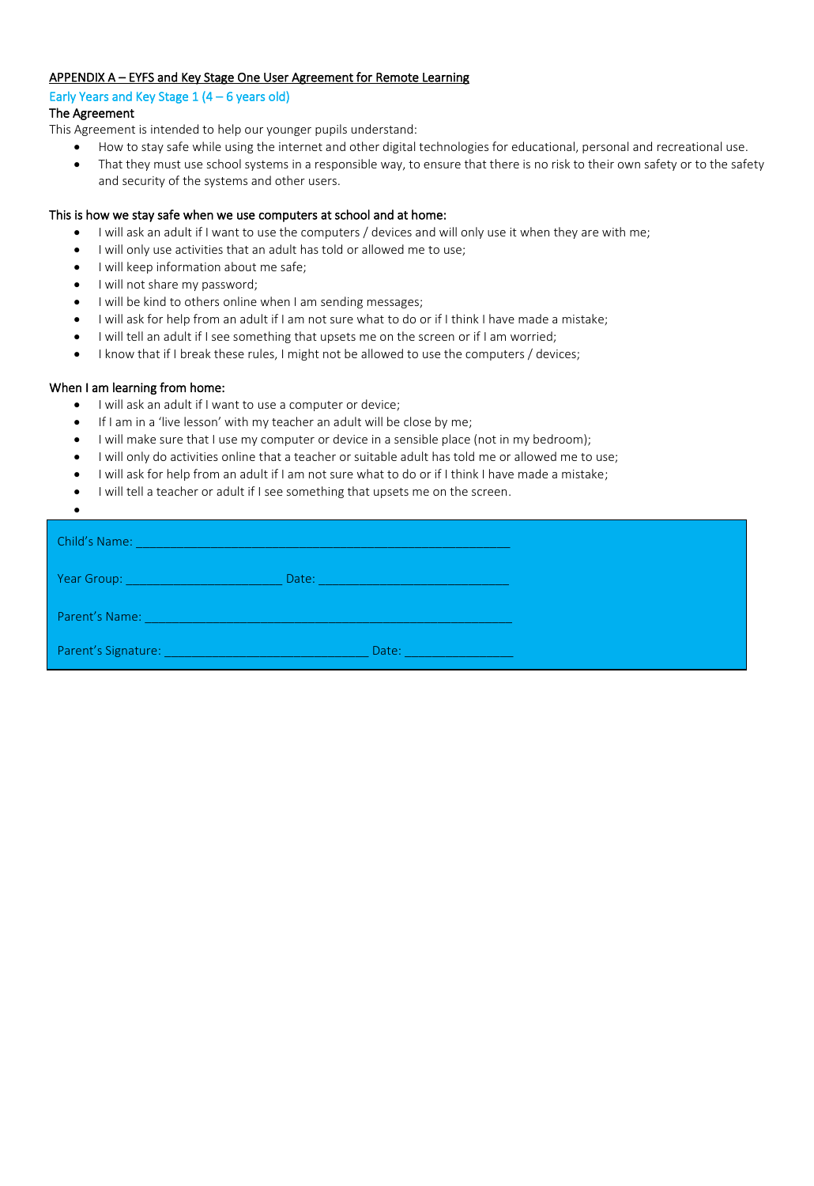## APPENDIX A – EYFS and Key Stage One User Agreement for Remote Learning

### Early Years and Key Stage 1 (4 – 6 years old)

**The Agreement**

This Agreement is intended to help our younger pupils understand:

- How to stay safe while using the internet and other digital technologies for educational, personal and recreational use.
- That they must use school systems in a responsible way, to ensure that there is no risk to their own safety or to the safety and security of the systems and other users.

**This is how we stay safe when we use computers at school and at home:**

- I will ask an adult if I want to use the computers / devices and will only use it when they are with me;
- I will only use activities that an adult has told or allowed me to use;
- I will keep information about me safe;
- I will not share my password;
- I will be kind to others online when I am sending messages;
- I will ask for help from an adult if I am not sure what to do or if I think I have made a mistake;
- I will tell an adult if I see something that upsets me on the screen or if I am worried;
- I know that if I break these rules, I might not be allowed to use the computers / devices;

**When I am learning from home:**

- I will ask an adult if I want to use a computer or device;
- If I am in a 'live lesson' with my teacher an adult will be close by me;
- I will make sure that I use my computer or device in a sensible place (not in my bedroom);
- I will only do activities online that a teacher or suitable adult has told me or allowed me to use;
- I will ask for help from an adult if I am not sure what to do or if I think I have made a mistake;
- I will tell a teacher or adult if I see something that upsets me on the screen.
-

Child's Name: ______________________________________________________

Year Group: ______________________ Date: ___________________________

Parent's Name: _____________________________________________________

Parent's Signature: _____________________________ Date: _______________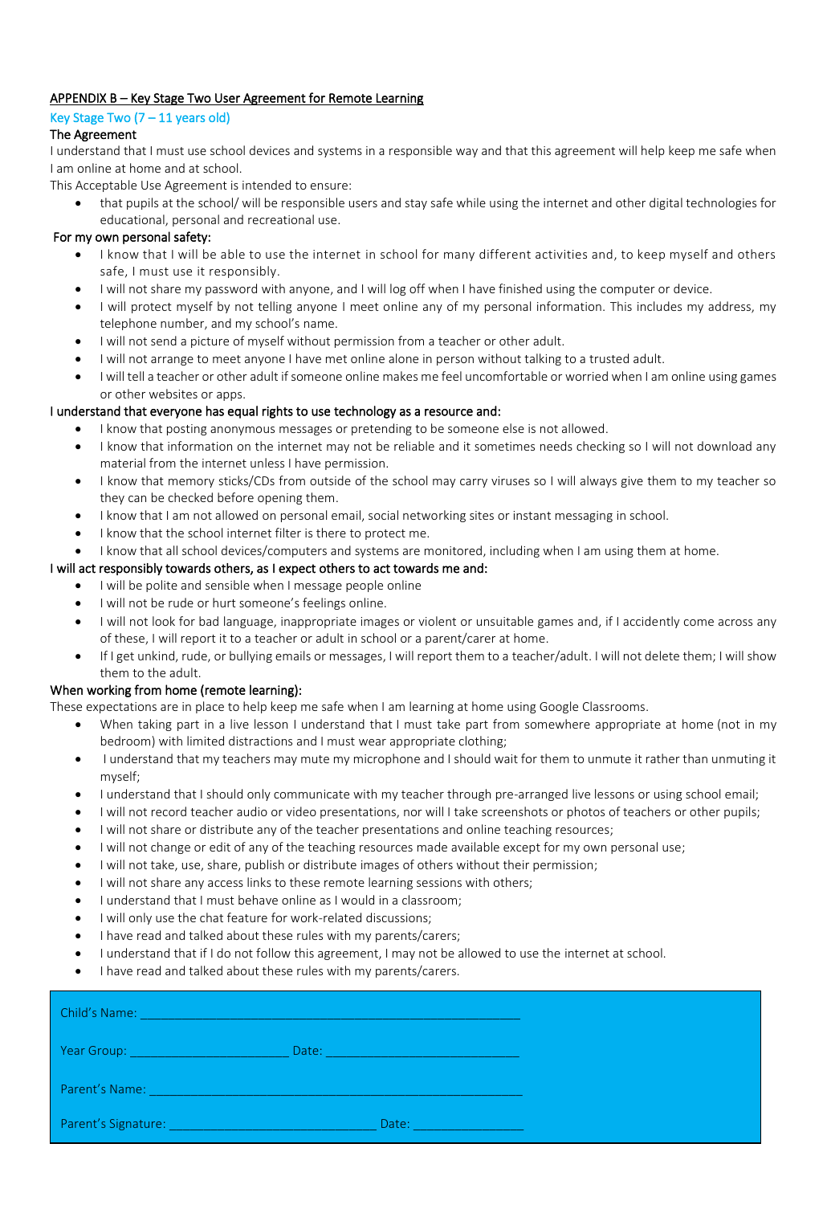## APPENDIX B – Key Stage Two User Agreement for Remote Learning

### Key Stage Two (7 – 11 years old)

**The Agreement**

I understand that I must use school devices and systems in a responsible way and that this agreement will help keep me safe when I am online at home and at school.

This Acceptable Use Agreement is intended to ensure:

- that pupils at the school/ will be responsible users and stay safe while using the internet and other digital technologies for educational, personal and recreational use.

**For my own personal safety:**

- I know that I will be able to use the internet in school for many different activities and, to keep myself and others safe, I must use it responsibly.
- I will not share my password with anyone, and I will log off when I have finished using the computer or device.
- I will protect myself by not telling anyone I meet online any of my personal information. This includes my address, my telephone number, and my school's name.
- I will not send a picture of myself without permission from a teacher or other adult.
- I will not arrange to meet anyone I have met online alone in person without talking to a trusted adult.
- I will tell a teacher or other adult if someone online makes me feel uncomfortable or worried when I am online using games or other websites or apps.

**I understand that everyone has equal rights to use technology as a resource and:**

- I know that posting anonymous messages or pretending to be someone else is not allowed.
- I know that information on the internet may not be reliable and it sometimes needs checking so I will not download any material from the internet unless I have permission.
- I know that memory sticks/CDs from outside of the school may carry viruses so I will always give them to my teacher so they can be checked before opening them.
- I know that I am not allowed on personal email, social networking sites or instant messaging in school.
- I know that the school internet filter is there to protect me.
- I know that all school devices/computers and systems are monitored, including when I am using them at home.

**I will act responsibly towards others, as I expect others to act towards me and:**

- I will be polite and sensible when I message people online
- I will not be rude or hurt someone's feelings online.
- I will not look for bad language, inappropriate images or violent or unsuitable games and, if I accidently come across any of these, I will report it to a teacher or adult in school or a parent/carer at home.
- If I get unkind, rude, or bullying emails or messages, I will report them to a teacher/adult. I will not delete them; I will show them to the adult.

**When working from home (remote learning):**

These expectations are in place to help keep me safe when I am learning at home using Google Classrooms.

- When taking part in a live lesson I understand that I must take part from somewhere appropriate at home (not in my bedroom) with limited distractions and I must wear appropriate clothing;
- I understand that my teachers may mute my microphone and I should wait for them to unmute it rather than unmuting it myself;
- I understand that I should only communicate with my teacher through pre-arranged live lessons or using school email;
- I will not record teacher audio or video presentations, nor will I take screenshots or photos of teachers or other pupils;
- I will not share or distribute any of the teacher presentations and online teaching resources;
- I will not change or edit of any of the teaching resources made available except for my own personal use;
- I will not take, use, share, publish or distribute images of others without their permission;
- I will not share any access links to these remote learning sessions with others;
- I understand that I must behave online as I would in a classroom;
- I will only use the chat feature for work-related discussions;
- I have read and talked about these rules with my parents/carers;
- I understand that if I do not follow this agreement, I may not be allowed to use the internet at school.
- I have read and talked about these rules with my parents/carers.

Child's Name: ______________________________

Year Group: ______________ Date: ______________

Parent's Name: ______________________________

Parent's Signature: ______________ Date: ______________